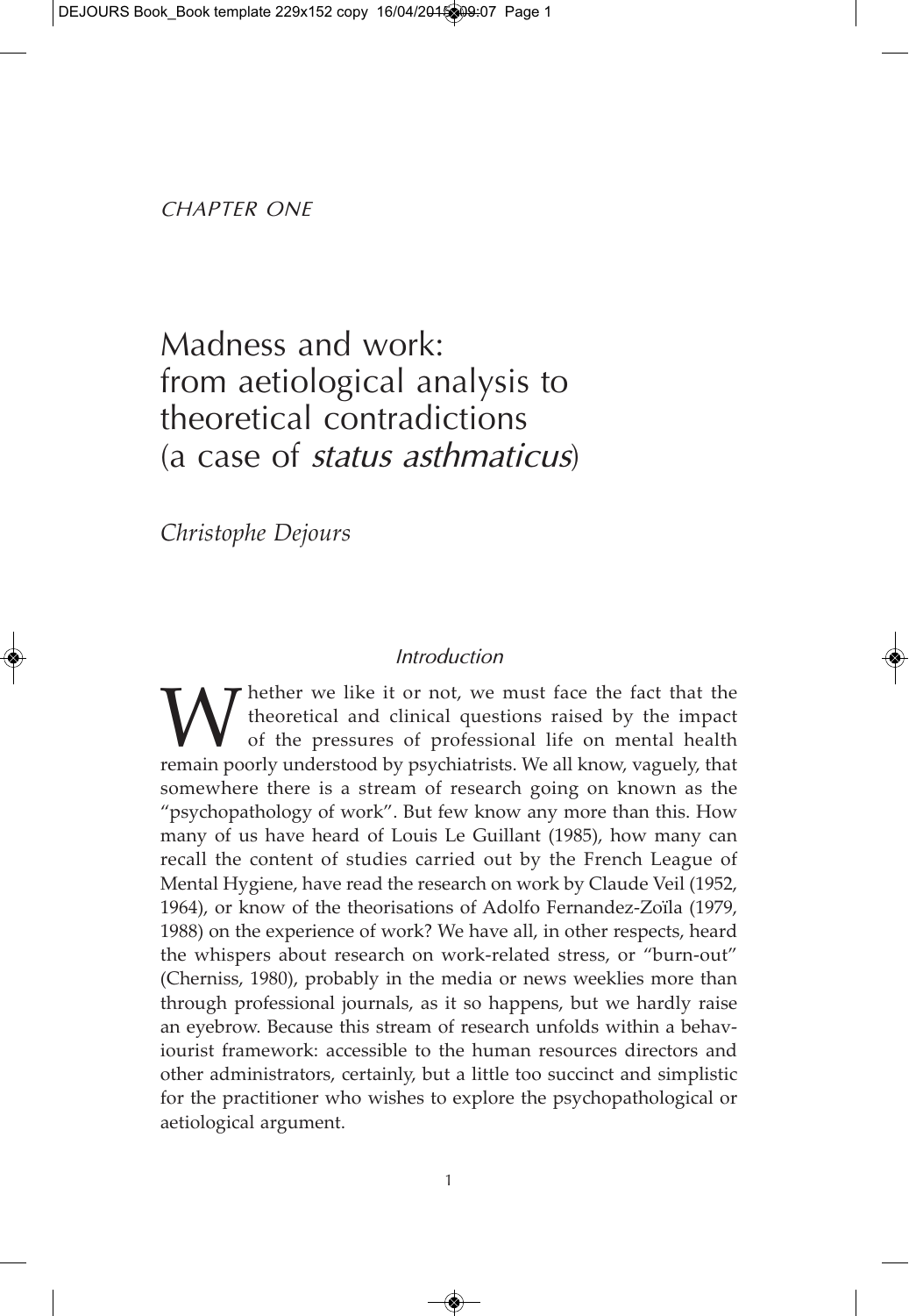*CHAPTER ONE*

# Madness and work: from aetiological analysis to theoretical contradictions (a case of *status asthmaticus*)

*Christophe Dejours*

## *Introduction*

Whether we like it or not, we must face the fact that the theoretical and clinical questions raised by the impact of the pressures of professional life on mental health remain poorly understood by psychiatrists. We all know, vaguely, that somewhere there is a stream of research going on known as the "psychopathology of work". But few know any more than this. How many of us have heard of Louis Le Guillant (1985), how many can recall the content of studies carried out by the French League of Mental Hygiene, have read the research on work by Claude Veil (1952, 1964), or know of the theorisations of Adolfo Fernandez-Zoïla (1979, 1988) on the experience of work? We have all, in other respects, heard the whispers about research on work-related stress, or "burn-out" (Cherniss, 1980), probably in the media or news weeklies more than through professional journals, as it so happens, but we hardly raise an eyebrow. Because this stream of research unfolds within a behaviourist framework: accessible to the human resources directors and other administrators, certainly, but a little too succinct and simplistic for the practitioner who wishes to explore the psychopathological or aetiological argument.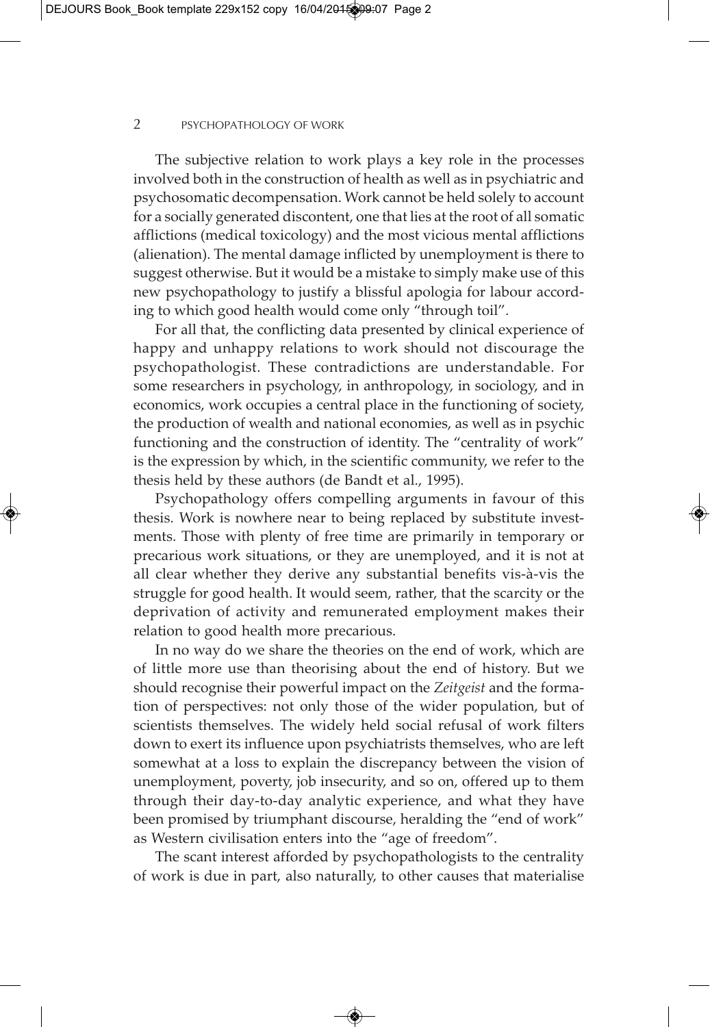The subjective relation to work plays a key role in the processes involved both in the construction of health as well as in psychiatric and psychosomatic decompensation. Work cannot be held solely to account for a socially generated discontent, one that lies at the root of all somatic afflictions (medical toxicology) and the most vicious mental afflictions (alienation). The mental damage inflicted by unemployment is there to suggest otherwise. But it would be a mistake to simply make use of this new psychopathology to justify a blissful apologia for labour according to which good health would come only "through toil".

For all that, the conflicting data presented by clinical experience of happy and unhappy relations to work should not discourage the psychopathologist. These contradictions are understandable. For some researchers in psychology, in anthropology, in sociology, and in economics, work occupies a central place in the functioning of society, the production of wealth and national economies, as well as in psychic functioning and the construction of identity. The "centrality of work" is the expression by which, in the scientific community, we refer to the thesis held by these authors (de Bandt et al., 1995).

Psychopathology offers compelling arguments in favour of this thesis. Work is nowhere near to being replaced by substitute investments. Those with plenty of free time are primarily in temporary or precarious work situations, or they are unemployed, and it is not at all clear whether they derive any substantial benefits vis-à-vis the struggle for good health. It would seem, rather, that the scarcity or the deprivation of activity and remunerated employment makes their relation to good health more precarious.

In no way do we share the theories on the end of work, which are of little more use than theorising about the end of history. But we should recognise their powerful impact on the *Zeitgeist* and the formation of perspectives: not only those of the wider population, but of scientists themselves. The widely held social refusal of work filters down to exert its influence upon psychiatrists themselves, who are left somewhat at a loss to explain the discrepancy between the vision of unemployment, poverty, job insecurity, and so on, offered up to them through their day-to-day analytic experience, and what they have been promised by triumphant discourse, heralding the "end of work" as Western civilisation enters into the "age of freedom".

The scant interest afforded by psychopathologists to the centrality of work is due in part, also naturally, to other causes that materialise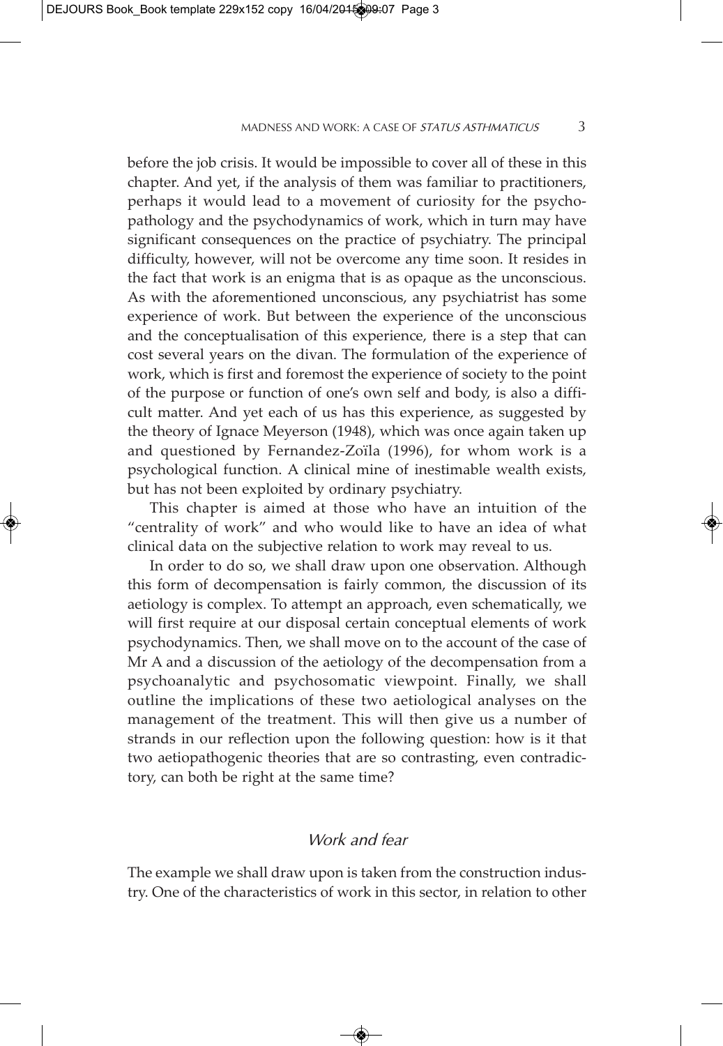before the job crisis. It would be impossible to cover all of these in this chapter. And yet, if the analysis of them was familiar to practitioners, perhaps it would lead to a movement of curiosity for the psychopathology and the psychodynamics of work, which in turn may have significant consequences on the practice of psychiatry. The principal difficulty, however, will not be overcome any time soon. It resides in the fact that work is an enigma that is as opaque as the unconscious. As with the aforementioned unconscious, any psychiatrist has some experience of work. But between the experience of the unconscious and the conceptualisation of this experience, there is a step that can cost several years on the divan. The formulation of the experience of work, which is first and foremost the experience of society to the point of the purpose or function of one's own self and body, is also a difficult matter. And yet each of us has this experience, as suggested by the theory of Ignace Meyerson (1948), which was once again taken up and questioned by Fernandez-Zoïla (1996), for whom work is a psychological function. A clinical mine of inestimable wealth exists, but has not been exploited by ordinary psychiatry.

This chapter is aimed at those who have an intuition of the "centrality of work" and who would like to have an idea of what clinical data on the subjective relation to work may reveal to us.

In order to do so, we shall draw upon one observation. Although this form of decompensation is fairly common, the discussion of its aetiology is complex. To attempt an approach, even schematically, we will first require at our disposal certain conceptual elements of work psychodynamics. Then, we shall move on to the account of the case of Mr A and a discussion of the aetiology of the decompensation from a psychoanalytic and psychosomatic viewpoint. Finally, we shall outline the implications of these two aetiological analyses on the management of the treatment. This will then give us a number of strands in our reflection upon the following question: how is it that two aetiopathogenic theories that are so contrasting, even contradictory, can both be right at the same time?

## *Work and fear*

The example we shall draw upon is taken from the construction industry. One of the characteristics of work in this sector, in relation to other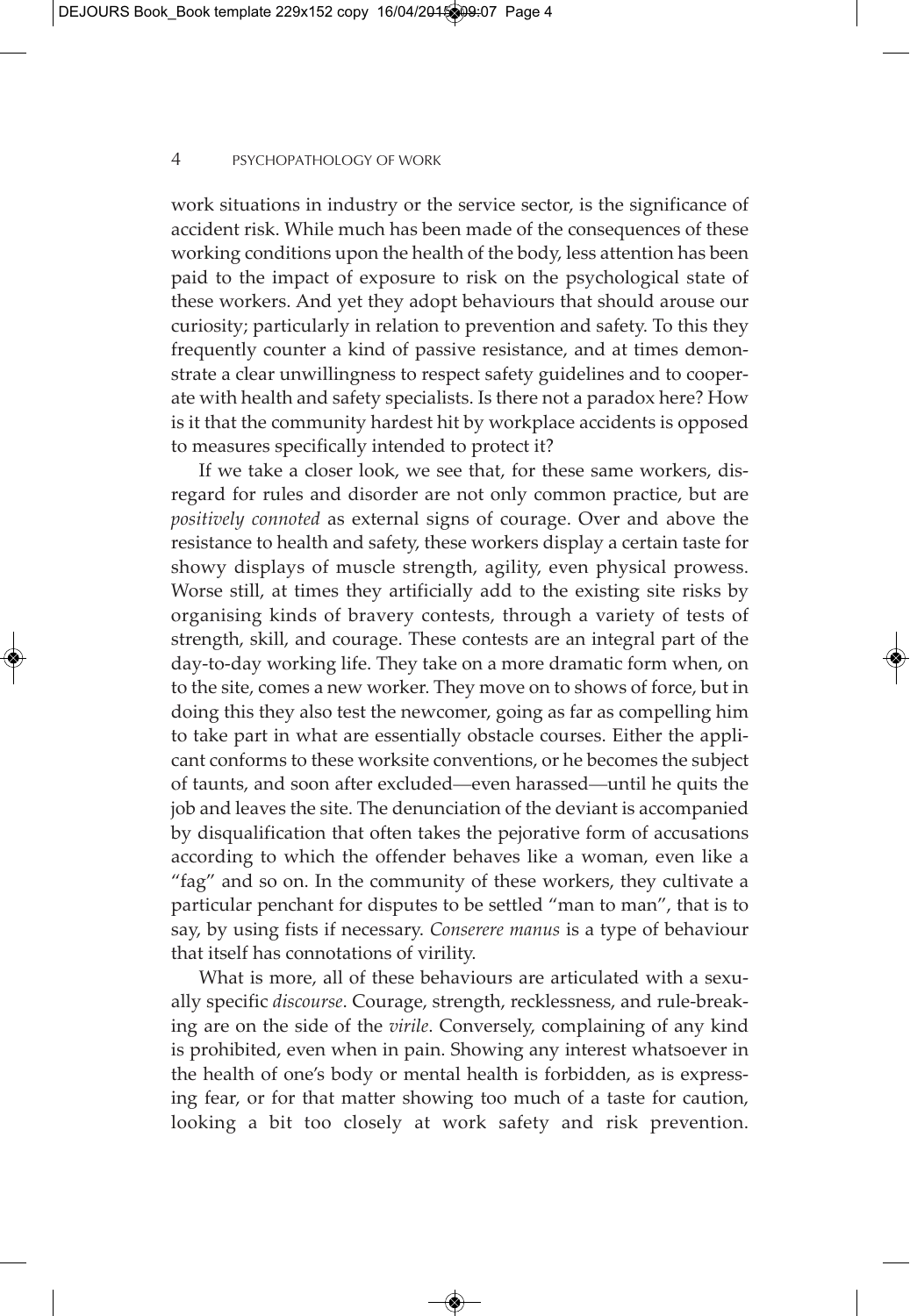work situations in industry or the service sector, is the significance of accident risk. While much has been made of the consequences of these working conditions upon the health of the body, less attention has been paid to the impact of exposure to risk on the psychological state of these workers. And yet they adopt behaviours that should arouse our curiosity; particularly in relation to prevention and safety. To this they frequently counter a kind of passive resistance, and at times demonstrate a clear unwillingness to respect safety guidelines and to cooperate with health and safety specialists. Is there not a paradox here? How is it that the community hardest hit by workplace accidents is opposed to measures specifically intended to protect it?

If we take a closer look, we see that, for these same workers, disregard for rules and disorder are not only common practice, but are *positively connoted* as external signs of courage. Over and above the resistance to health and safety, these workers display a certain taste for showy displays of muscle strength, agility, even physical prowess. Worse still, at times they artificially add to the existing site risks by organising kinds of bravery contests, through a variety of tests of strength, skill, and courage. These contests are an integral part of the day-to-day working life. They take on a more dramatic form when, on to the site, comes a new worker. They move on to shows of force, but in doing this they also test the newcomer, going as far as compelling him to take part in what are essentially obstacle courses. Either the applicant conforms to these worksite conventions, or he becomes the subject of taunts, and soon after excluded—even harassed—until he quits the job and leaves the site. The denunciation of the deviant is accompanied by disqualification that often takes the pejorative form of accusations according to which the offender behaves like a woman, even like a "fag" and so on. In the community of these workers, they cultivate a particular penchant for disputes to be settled "man to man", that is to say, by using fists if necessary. *Conserere manus* is a type of behaviour that itself has connotations of virility.

What is more, all of these behaviours are articulated with a sexually specific *discourse*. Courage, strength, recklessness, and rule-breaking are on the side of the *virile*. Conversely, complaining of any kind is prohibited, even when in pain. Showing any interest whatsoever in the health of one's body or mental health is forbidden, as is expressing fear, or for that matter showing too much of a taste for caution, looking a bit too closely at work safety and risk prevention.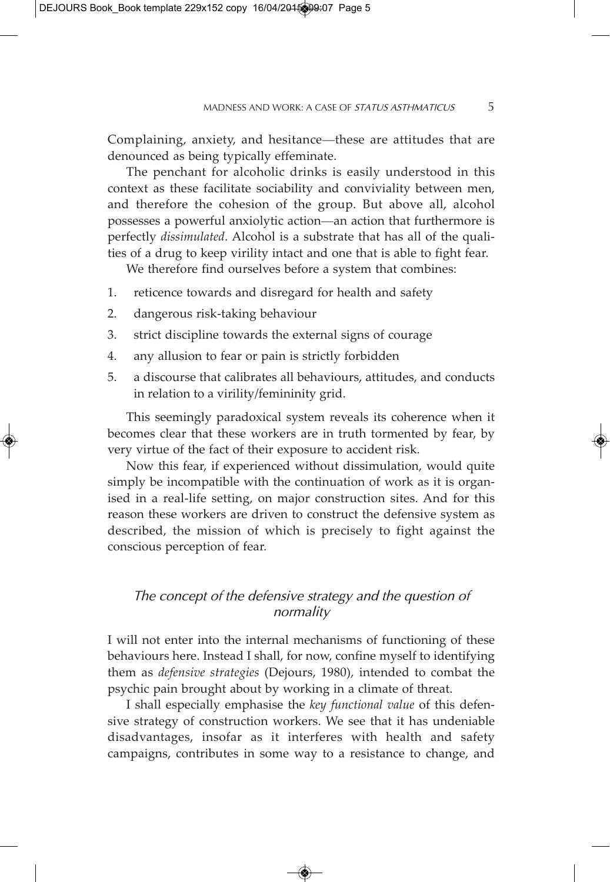Complaining, anxiety, and hesitance—these are attitudes that are denounced as being typically effeminate.

The penchant for alcoholic drinks is easily understood in this context as these facilitate sociability and conviviality between men, and therefore the cohesion of the group. But above all, alcohol possesses a powerful anxiolytic action—an action that furthermore is perfectly *dissimulated*. Alcohol is a substrate that has all of the qualities of a drug to keep virility intact and one that is able to fight fear.

We therefore find ourselves before a system that combines:

1. reticence towards and disregard for health and safety
2. dangerous risk-taking behaviour
3. strict discipline towards the external signs of courage
4. any allusion to fear or pain is strictly forbidden
5. a discourse that calibrates all behaviours, attitudes, and conducts in relation to a virility/femininity grid.

This seemingly paradoxical system reveals its coherence when it becomes clear that these workers are in truth tormented by fear, by very virtue of the fact of their exposure to accident risk.

Now this fear, if experienced without dissimulation, would quite simply be incompatible with the continuation of work as it is organised in a real-life setting, on major construction sites. And for this reason these workers are driven to construct the defensive system as described, the mission of which is precisely to fight against the conscious perception of fear.

### *The concept of the defensive strategy and the question of normality*

I will not enter into the internal mechanisms of functioning of these behaviours here. Instead I shall, for now, confine myself to identifying them as *defensive strategies* (Dejours, 1980), intended to combat the psychic pain brought about by working in a climate of threat.

I shall especially emphasise the *key functional value* of this defensive strategy of construction workers. We see that it has undeniable disadvantages, insofar as it interferes with health and safety campaigns, contributes in some way to a resistance to change, and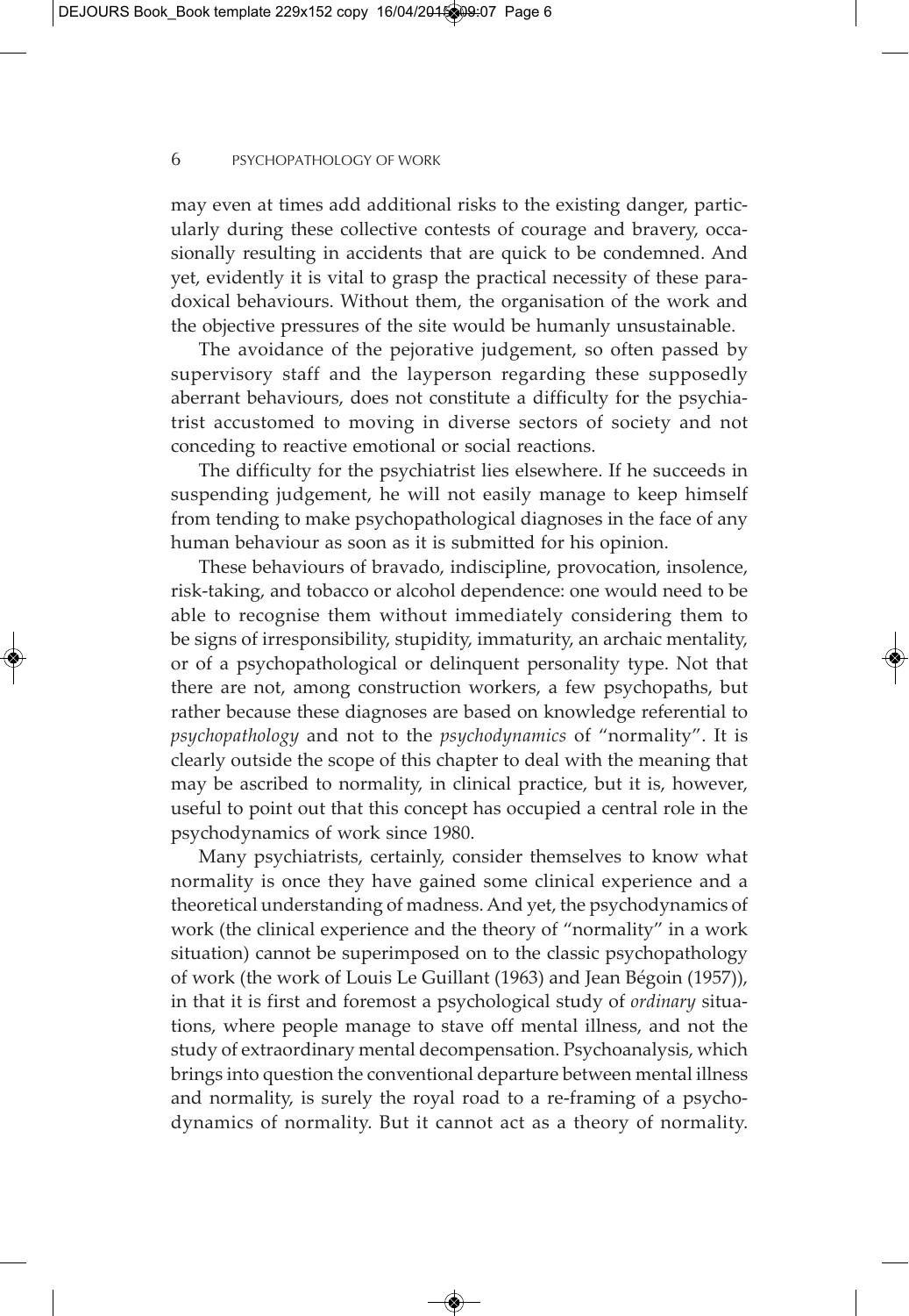may even at times add additional risks to the existing danger, particularly during these collective contests of courage and bravery, occasionally resulting in accidents that are quick to be condemned. And yet, evidently it is vital to grasp the practical necessity of these paradoxical behaviours. Without them, the organisation of the work and the objective pressures of the site would be humanly unsustainable.

The avoidance of the pejorative judgement, so often passed by supervisory staff and the layperson regarding these supposedly aberrant behaviours, does not constitute a difficulty for the psychiatrist accustomed to moving in diverse sectors of society and not conceding to reactive emotional or social reactions.

The difficulty for the psychiatrist lies elsewhere. If he succeeds in suspending judgement, he will not easily manage to keep himself from tending to make psychopathological diagnoses in the face of any human behaviour as soon as it is submitted for his opinion.

These behaviours of bravado, indiscipline, provocation, insolence, risk-taking, and tobacco or alcohol dependence: one would need to be able to recognise them without immediately considering them to be signs of irresponsibility, stupidity, immaturity, an archaic mentality, or of a psychopathological or delinquent personality type. Not that there are not, among construction workers, a few psychopaths, but rather because these diagnoses are based on knowledge referential to *psychopathology* and not to the *psychodynamics* of "normality". It is clearly outside the scope of this chapter to deal with the meaning that may be ascribed to normality, in clinical practice, but it is, however, useful to point out that this concept has occupied a central role in the psychodynamics of work since 1980.

Many psychiatrists, certainly, consider themselves to know what normality is once they have gained some clinical experience and a theoretical understanding of madness. And yet, the psychodynamics of work (the clinical experience and the theory of "normality" in a work situation) cannot be superimposed on to the classic psychopathology of work (the work of Louis Le Guillant (1963) and Jean Bégoin (1957)), in that it is first and foremost a psychological study of *ordinary* situations, where people manage to stave off mental illness, and not the study of extraordinary mental decompensation. Psychoanalysis, which brings into question the conventional departure between mental illness and normality, is surely the royal road to a re-framing of a psychodynamics of normality. But it cannot act as a theory of normality.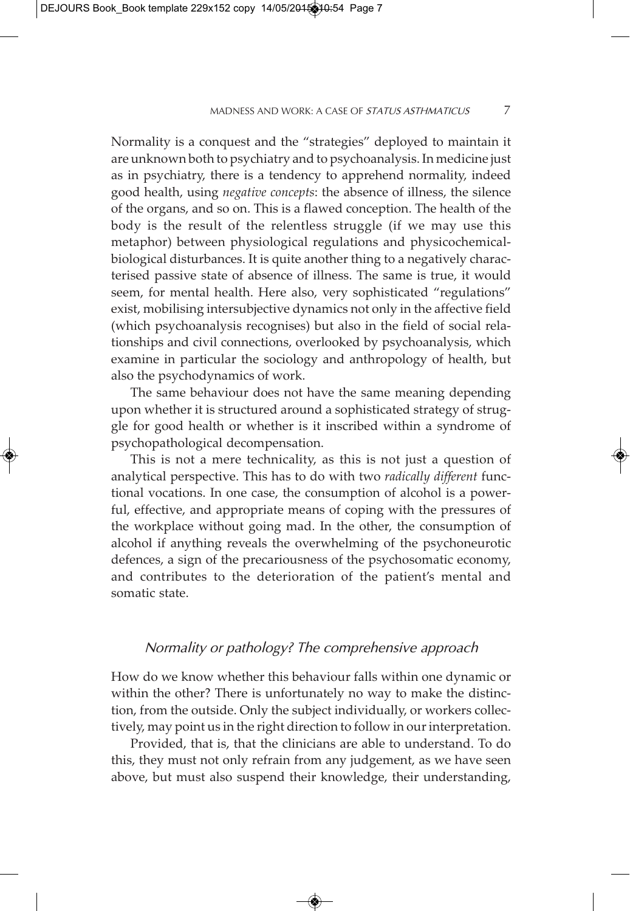Normality is a conquest and the "strategies" deployed to maintain it are unknown both to psychiatry and to psychoanalysis. In medicine just as in psychiatry, there is a tendency to apprehend normality, indeed good health, using *negative concepts*: the absence of illness, the silence of the organs, and so on. This is a flawed conception. The health of the body is the result of the relentless struggle (if we may use this metaphor) between physiological regulations and physicochemical-biological disturbances. It is quite another thing to a negatively characterised passive state of absence of illness. The same is true, it would seem, for mental health. Here also, very sophisticated "regulations" exist, mobilising intersubjective dynamics not only in the affective field (which psychoanalysis recognises) but also in the field of social relationships and civil connections, overlooked by psychoanalysis, which examine in particular the sociology and anthropology of health, but also the psychodynamics of work.

The same behaviour does not have the same meaning depending upon whether it is structured around a sophisticated strategy of struggle for good health or whether is it inscribed within a syndrome of psychopathological decompensation.

This is not a mere technicality, as this is not just a question of analytical perspective. This has to do with two *radically different* functional vocations. In one case, the consumption of alcohol is a powerful, effective, and appropriate means of coping with the pressures of the workplace without going mad. In the other, the consumption of alcohol if anything reveals the overwhelming of the psychoneurotic defences, a sign of the precariousness of the psychosomatic economy, and contributes to the deterioration of the patient's mental and somatic state.

## *Normality or pathology? The comprehensive approach*

How do we know whether this behaviour falls within one dynamic or within the other? There is unfortunately no way to make the distinction, from the outside. Only the subject individually, or workers collectively, may point us in the right direction to follow in our interpretation.

Provided, that is, that the clinicians are able to understand. To do this, they must not only refrain from any judgement, as we have seen above, but must also suspend their knowledge, their understanding,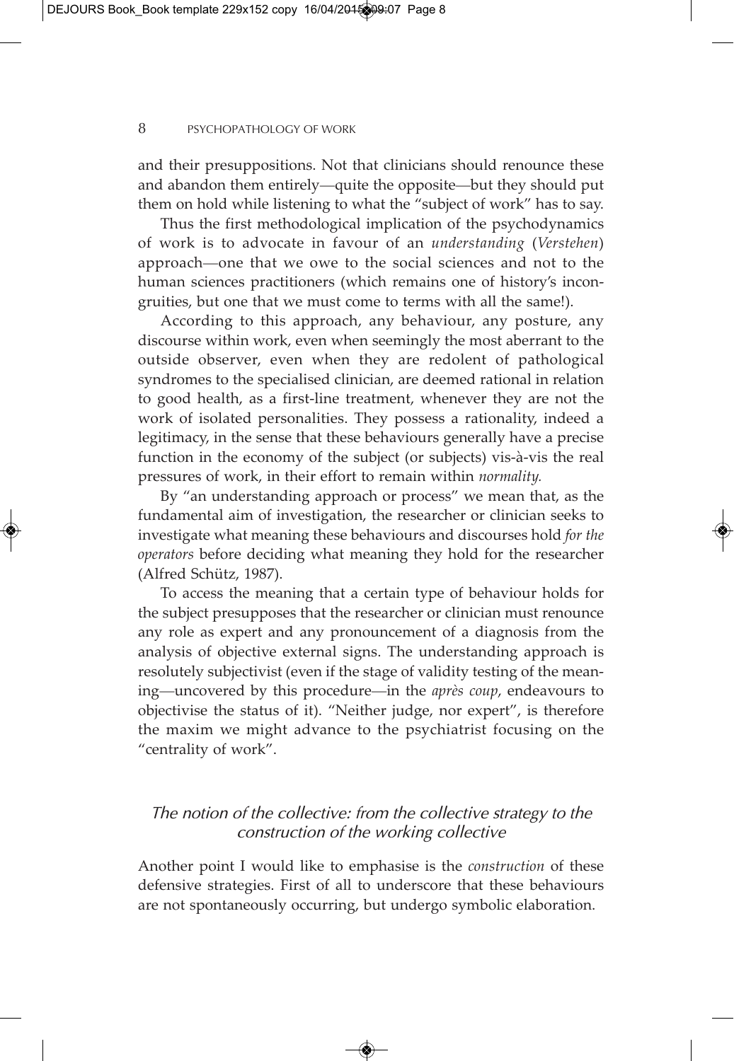and their presuppositions. Not that clinicians should renounce these and abandon them entirely—quite the opposite—but they should put them on hold while listening to what the "subject of work" has to say.

Thus the first methodological implication of the psychodynamics of work is to advocate in favour of an *understanding* (*Verstehen*) approach—one that we owe to the social sciences and not to the human sciences practitioners (which remains one of history's incongruities, but one that we must come to terms with all the same!).

According to this approach, any behaviour, any posture, any discourse within work, even when seemingly the most aberrant to the outside observer, even when they are redolent of pathological syndromes to the specialised clinician, are deemed rational in relation to good health, as a first-line treatment, whenever they are not the work of isolated personalities. They possess a rationality, indeed a legitimacy, in the sense that these behaviours generally have a precise function in the economy of the subject (or subjects) vis-à-vis the real pressures of work, in their effort to remain within *normality.*

By "an understanding approach or process" we mean that, as the fundamental aim of investigation, the researcher or clinician seeks to investigate what meaning these behaviours and discourses hold *for the operators* before deciding what meaning they hold for the researcher (Alfred Schütz, 1987).

To access the meaning that a certain type of behaviour holds for the subject presupposes that the researcher or clinician must renounce any role as expert and any pronouncement of a diagnosis from the analysis of objective external signs. The understanding approach is resolutely subjectivist (even if the stage of validity testing of the meaning—uncovered by this procedure—in the *après coup*, endeavours to objectivise the status of it). "Neither judge, nor expert", is therefore the maxim we might advance to the psychiatrist focusing on the "centrality of work".

### *The notion of the collective: from the collective strategy to the construction of the working collective*

Another point I would like to emphasise is the *construction* of these defensive strategies. First of all to underscore that these behaviours are not spontaneously occurring, but undergo symbolic elaboration.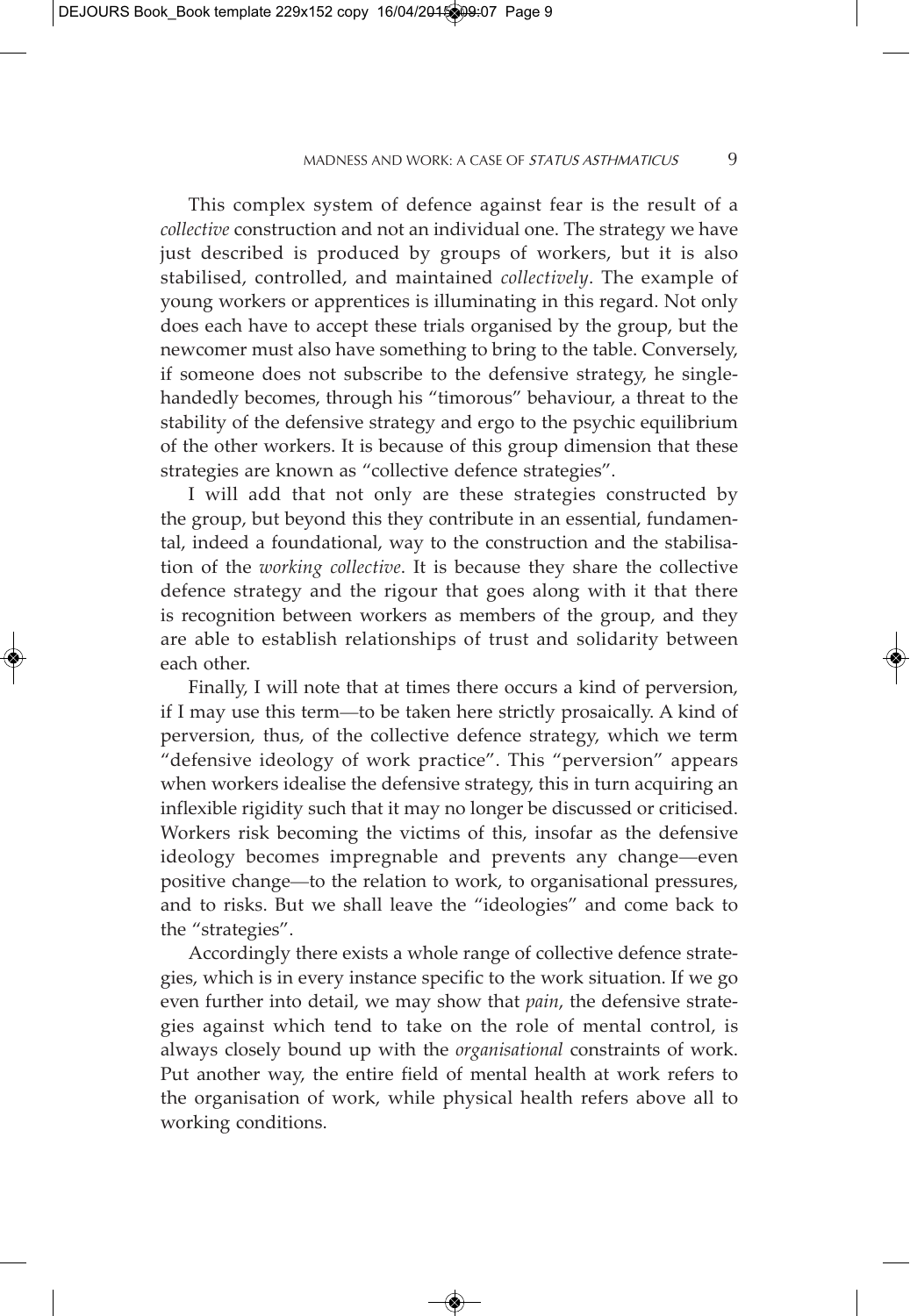This complex system of defence against fear is the result of a *collective* construction and not an individual one. The strategy we have just described is produced by groups of workers, but it is also stabilised, controlled, and maintained *collectively*. The example of young workers or apprentices is illuminating in this regard. Not only does each have to accept these trials organised by the group, but the newcomer must also have something to bring to the table. Conversely, if someone does not subscribe to the defensive strategy, he single-handedly becomes, through his "timorous" behaviour, a threat to the stability of the defensive strategy and ergo to the psychic equilibrium of the other workers. It is because of this group dimension that these strategies are known as "collective defence strategies".

I will add that not only are these strategies constructed by the group, but beyond this they contribute in an essential, fundamental, indeed a foundational, way to the construction and the stabilisation of the *working collective*. It is because they share the collective defence strategy and the rigour that goes along with it that there is recognition between workers as members of the group, and they are able to establish relationships of trust and solidarity between each other.

Finally, I will note that at times there occurs a kind of perversion, if I may use this term—to be taken here strictly prosaically. A kind of perversion, thus, of the collective defence strategy, which we term "defensive ideology of work practice". This "perversion" appears when workers idealise the defensive strategy, this in turn acquiring an inflexible rigidity such that it may no longer be discussed or criticised. Workers risk becoming the victims of this, insofar as the defensive ideology becomes impregnable and prevents any change—even positive change—to the relation to work, to organisational pressures, and to risks. But we shall leave the "ideologies" and come back to the "strategies".

Accordingly there exists a whole range of collective defence strategies, which is in every instance specific to the work situation. If we go even further into detail, we may show that *pain*, the defensive strategies against which tend to take on the role of mental control, is always closely bound up with the *organisational* constraints of work. Put another way, the entire field of mental health at work refers to the organisation of work, while physical health refers above all to working conditions.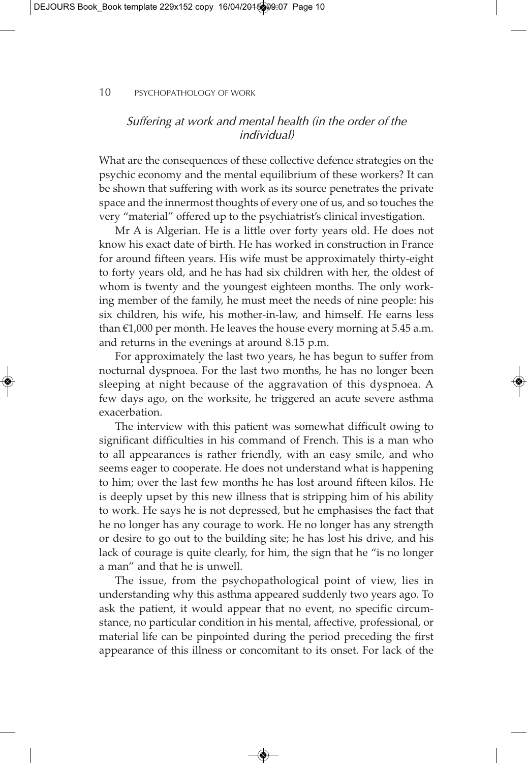### *Suffering at work and mental health (in the order of the individual)*

What are the consequences of these collective defence strategies on the psychic economy and the mental equilibrium of these workers? It can be shown that suffering with work as its source penetrates the private space and the innermost thoughts of every one of us, and so touches the very "material" offered up to the psychiatrist's clinical investigation.

Mr A is Algerian. He is a little over forty years old. He does not know his exact date of birth. He has worked in construction in France for around fifteen years. His wife must be approximately thirty-eight to forty years old, and he has had six children with her, the oldest of whom is twenty and the youngest eighteen months. The only working member of the family, he must meet the needs of nine people: his six children, his wife, his mother-in-law, and himself. He earns less than €1,000 per month. He leaves the house every morning at 5.45 a.m. and returns in the evenings at around 8.15 p.m.

For approximately the last two years, he has begun to suffer from nocturnal dyspnoea. For the last two months, he has no longer been sleeping at night because of the aggravation of this dyspnoea. A few days ago, on the worksite, he triggered an acute severe asthma exacerbation.

The interview with this patient was somewhat difficult owing to significant difficulties in his command of French. This is a man who to all appearances is rather friendly, with an easy smile, and who seems eager to cooperate. He does not understand what is happening to him; over the last few months he has lost around fifteen kilos. He is deeply upset by this new illness that is stripping him of his ability to work. He says he is not depressed, but he emphasises the fact that he no longer has any courage to work. He no longer has any strength or desire to go out to the building site; he has lost his drive, and his lack of courage is quite clearly, for him, the sign that he "is no longer a man" and that he is unwell.

The issue, from the psychopathological point of view, lies in understanding why this asthma appeared suddenly two years ago. To ask the patient, it would appear that no event, no specific circumstance, no particular condition in his mental, affective, professional, or material life can be pinpointed during the period preceding the first appearance of this illness or concomitant to its onset. For lack of the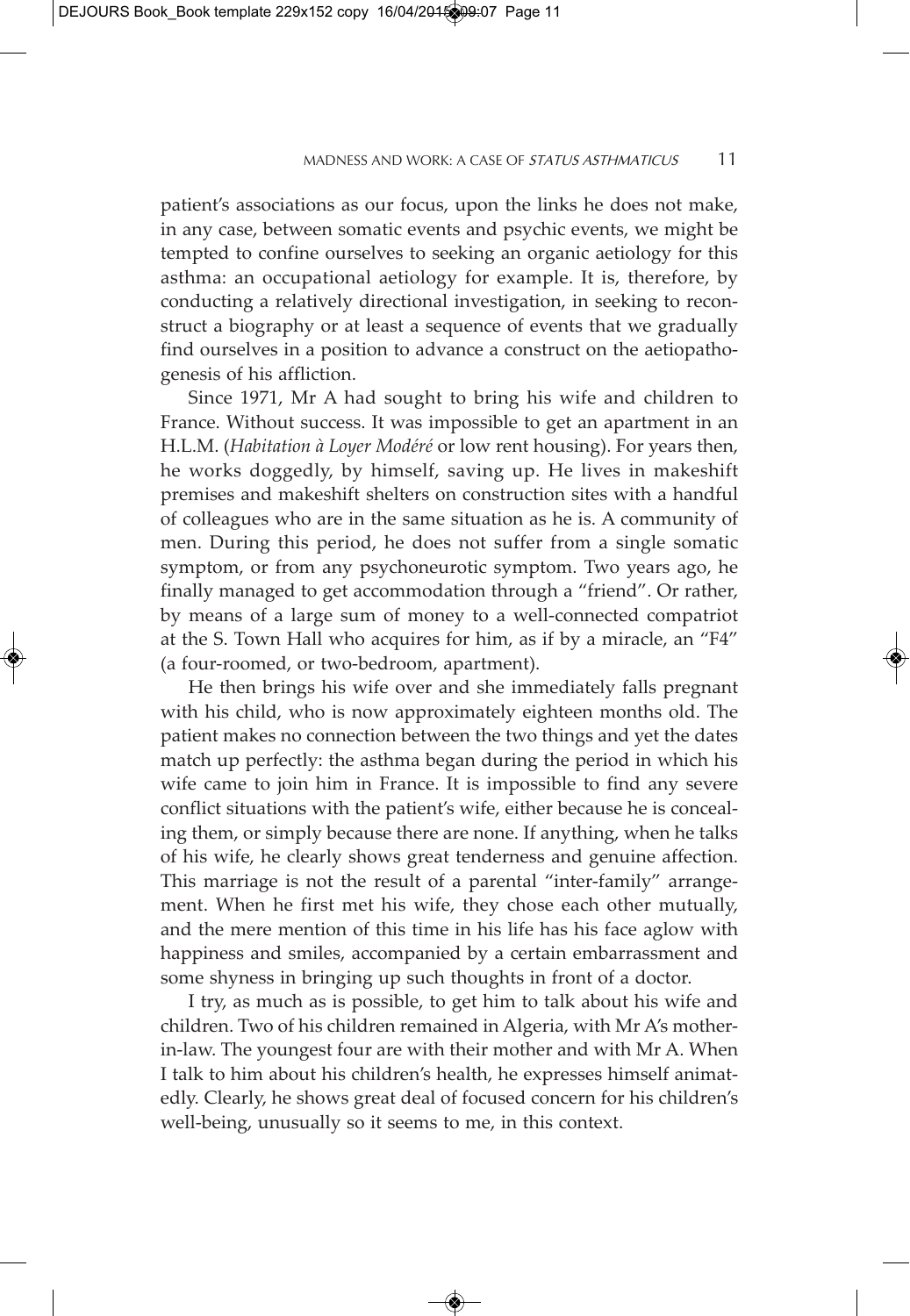patient's associations as our focus, upon the links he does not make, in any case, between somatic events and psychic events, we might be tempted to confine ourselves to seeking an organic aetiology for this asthma: an occupational aetiology for example. It is, therefore, by conducting a relatively directional investigation, in seeking to reconstruct a biography or at least a sequence of events that we gradually find ourselves in a position to advance a construct on the aetiopathogenesis of his affliction.

Since 1971, Mr A had sought to bring his wife and children to France. Without success. It was impossible to get an apartment in an H.L.M. (*Habitation à Loyer Modéré* or low rent housing). For years then, he works doggedly, by himself, saving up. He lives in makeshift premises and makeshift shelters on construction sites with a handful of colleagues who are in the same situation as he is. A community of men. During this period, he does not suffer from a single somatic symptom, or from any psychoneurotic symptom. Two years ago, he finally managed to get accommodation through a "friend". Or rather, by means of a large sum of money to a well-connected compatriot at the S. Town Hall who acquires for him, as if by a miracle, an "F4" (a four-roomed, or two-bedroom, apartment).

He then brings his wife over and she immediately falls pregnant with his child, who is now approximately eighteen months old. The patient makes no connection between the two things and yet the dates match up perfectly: the asthma began during the period in which his wife came to join him in France. It is impossible to find any severe conflict situations with the patient's wife, either because he is concealing them, or simply because there are none. If anything, when he talks of his wife, he clearly shows great tenderness and genuine affection. This marriage is not the result of a parental "inter-family" arrangement. When he first met his wife, they chose each other mutually, and the mere mention of this time in his life has his face aglow with happiness and smiles, accompanied by a certain embarrassment and some shyness in bringing up such thoughts in front of a doctor.

I try, as much as is possible, to get him to talk about his wife and children. Two of his children remained in Algeria, with Mr A's mother-in-law. The youngest four are with their mother and with Mr A. When I talk to him about his children's health, he expresses himself animatedly. Clearly, he shows great deal of focused concern for his children's well-being, unusually so it seems to me, in this context.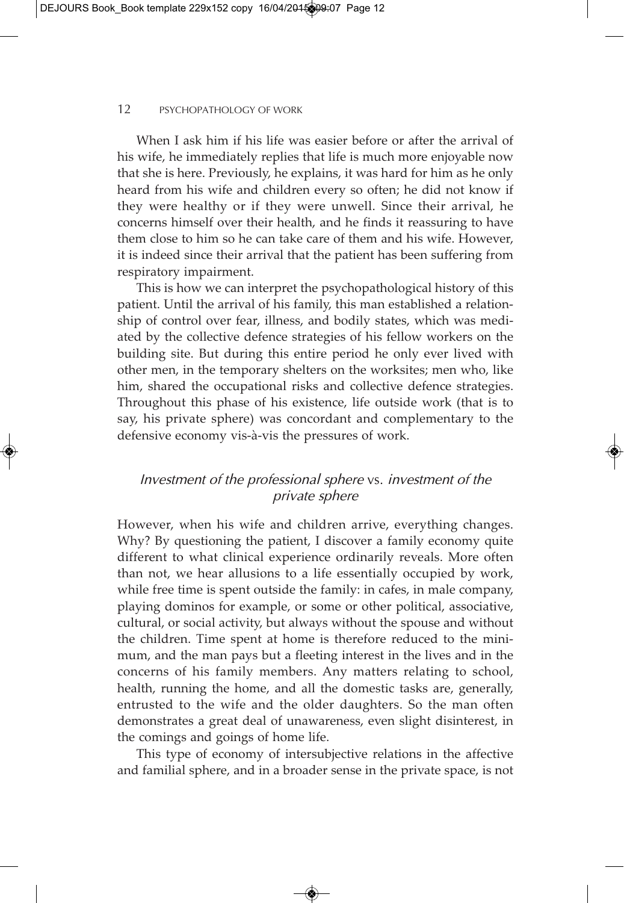When I ask him if his life was easier before or after the arrival of his wife, he immediately replies that life is much more enjoyable now that she is here. Previously, he explains, it was hard for him as he only heard from his wife and children every so often; he did not know if they were healthy or if they were unwell. Since their arrival, he concerns himself over their health, and he finds it reassuring to have them close to him so he can take care of them and his wife. However, it is indeed since their arrival that the patient has been suffering from respiratory impairment.

This is how we can interpret the psychopathological history of this patient. Until the arrival of his family, this man established a relationship of control over fear, illness, and bodily states, which was mediated by the collective defence strategies of his fellow workers on the building site. But during this entire period he only ever lived with other men, in the temporary shelters on the worksites; men who, like him, shared the occupational risks and collective defence strategies. Throughout this phase of his existence, life outside work (that is to say, his private sphere) was concordant and complementary to the defensive economy vis-à-vis the pressures of work.

### *Investment of the professional sphere* vs. *investment of the private sphere*

However, when his wife and children arrive, everything changes. Why? By questioning the patient, I discover a family economy quite different to what clinical experience ordinarily reveals. More often than not, we hear allusions to a life essentially occupied by work, while free time is spent outside the family: in cafes, in male company, playing dominos for example, or some or other political, associative, cultural, or social activity, but always without the spouse and without the children. Time spent at home is therefore reduced to the minimum, and the man pays but a fleeting interest in the lives and in the concerns of his family members. Any matters relating to school, health, running the home, and all the domestic tasks are, generally, entrusted to the wife and the older daughters. So the man often demonstrates a great deal of unawareness, even slight disinterest, in the comings and goings of home life.

This type of economy of intersubjective relations in the affective and familial sphere, and in a broader sense in the private space, is not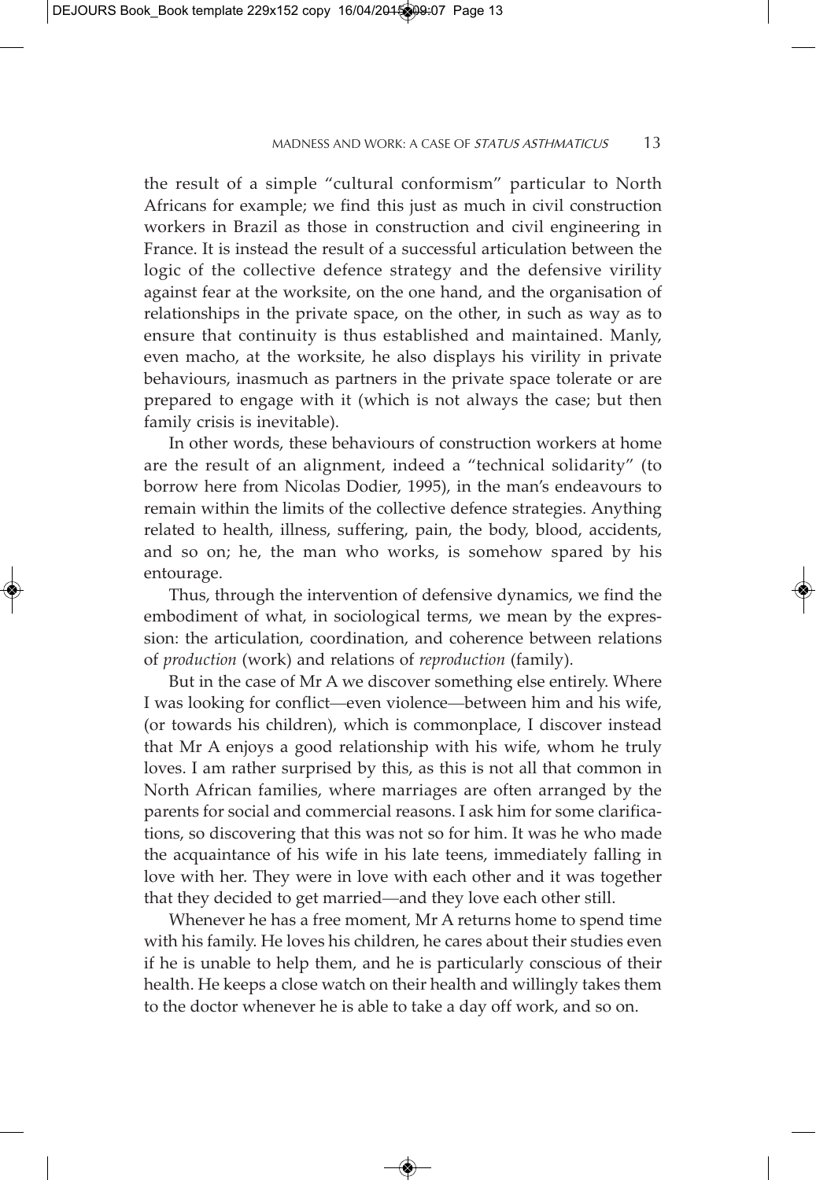the result of a simple "cultural conformism" particular to North Africans for example; we find this just as much in civil construction workers in Brazil as those in construction and civil engineering in France. It is instead the result of a successful articulation between the logic of the collective defence strategy and the defensive virility against fear at the worksite, on the one hand, and the organisation of relationships in the private space, on the other, in such as way as to ensure that continuity is thus established and maintained. Manly, even macho, at the worksite, he also displays his virility in private behaviours, inasmuch as partners in the private space tolerate or are prepared to engage with it (which is not always the case; but then family crisis is inevitable).

In other words, these behaviours of construction workers at home are the result of an alignment, indeed a "technical solidarity" (to borrow here from Nicolas Dodier, 1995), in the man's endeavours to remain within the limits of the collective defence strategies. Anything related to health, illness, suffering, pain, the body, blood, accidents, and so on; he, the man who works, is somehow spared by his entourage.

Thus, through the intervention of defensive dynamics, we find the embodiment of what, in sociological terms, we mean by the expression: the articulation, coordination, and coherence between relations of *production* (work) and relations of *reproduction* (family).

But in the case of Mr A we discover something else entirely. Where I was looking for conflict—even violence—between him and his wife, (or towards his children), which is commonplace, I discover instead that Mr A enjoys a good relationship with his wife, whom he truly loves. I am rather surprised by this, as this is not all that common in North African families, where marriages are often arranged by the parents for social and commercial reasons. I ask him for some clarifications, so discovering that this was not so for him. It was he who made the acquaintance of his wife in his late teens, immediately falling in love with her. They were in love with each other and it was together that they decided to get married—and they love each other still.

Whenever he has a free moment, Mr A returns home to spend time with his family. He loves his children, he cares about their studies even if he is unable to help them, and he is particularly conscious of their health. He keeps a close watch on their health and willingly takes them to the doctor whenever he is able to take a day off work, and so on.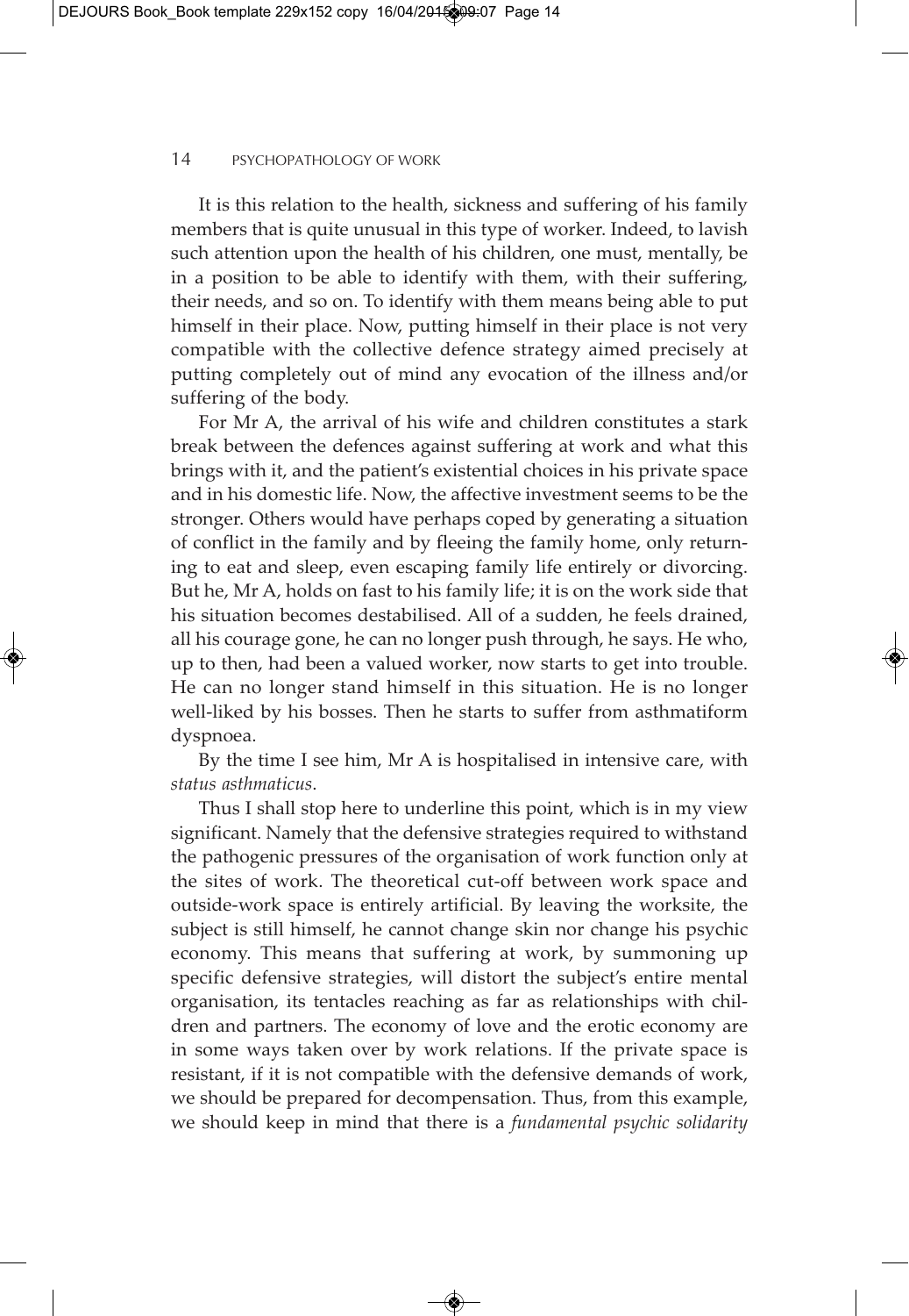It is this relation to the health, sickness and suffering of his family members that is quite unusual in this type of worker. Indeed, to lavish such attention upon the health of his children, one must, mentally, be in a position to be able to identify with them, with their suffering, their needs, and so on. To identify with them means being able to put himself in their place. Now, putting himself in their place is not very compatible with the collective defence strategy aimed precisely at putting completely out of mind any evocation of the illness and/or suffering of the body.

For Mr A, the arrival of his wife and children constitutes a stark break between the defences against suffering at work and what this brings with it, and the patient's existential choices in his private space and in his domestic life. Now, the affective investment seems to be the stronger. Others would have perhaps coped by generating a situation of conflict in the family and by fleeing the family home, only returning to eat and sleep, even escaping family life entirely or divorcing. But he, Mr A, holds on fast to his family life; it is on the work side that his situation becomes destabilised. All of a sudden, he feels drained, all his courage gone, he can no longer push through, he says. He who, up to then, had been a valued worker, now starts to get into trouble. He can no longer stand himself in this situation. He is no longer well-liked by his bosses. Then he starts to suffer from asthmatiform dyspnoea.

By the time I see him, Mr A is hospitalised in intensive care, with *status asthmaticus*.

Thus I shall stop here to underline this point, which is in my view significant. Namely that the defensive strategies required to withstand the pathogenic pressures of the organisation of work function only at the sites of work. The theoretical cut-off between work space and outside-work space is entirely artificial. By leaving the worksite, the subject is still himself, he cannot change skin nor change his psychic economy. This means that suffering at work, by summoning up specific defensive strategies, will distort the subject's entire mental organisation, its tentacles reaching as far as relationships with children and partners. The economy of love and the erotic economy are in some ways taken over by work relations. If the private space is resistant, if it is not compatible with the defensive demands of work, we should be prepared for decompensation. Thus, from this example, we should keep in mind that there is a *fundamental psychic solidarity*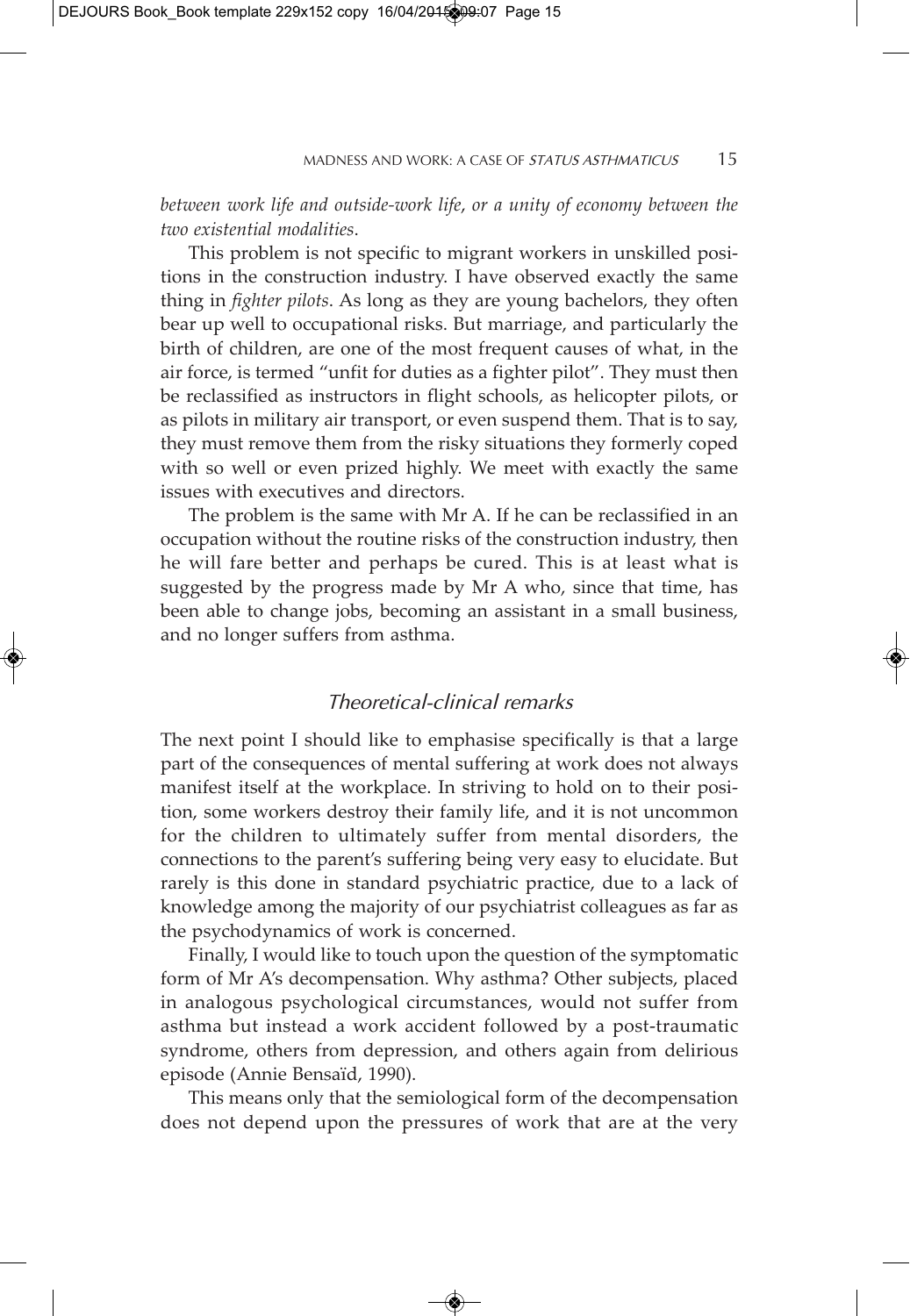*between work life and outside-work life, or a unity of economy between the two existential modalities*.

This problem is not specific to migrant workers in unskilled positions in the construction industry. I have observed exactly the same thing in *fighter pilots*. As long as they are young bachelors, they often bear up well to occupational risks. But marriage, and particularly the birth of children, are one of the most frequent causes of what, in the air force, is termed "unfit for duties as a fighter pilot". They must then be reclassified as instructors in flight schools, as helicopter pilots, or as pilots in military air transport, or even suspend them. That is to say, they must remove them from the risky situations they formerly coped with so well or even prized highly. We meet with exactly the same issues with executives and directors.

The problem is the same with Mr A. If he can be reclassified in an occupation without the routine risks of the construction industry, then he will fare better and perhaps be cured. This is at least what is suggested by the progress made by Mr A who, since that time, has been able to change jobs, becoming an assistant in a small business, and no longer suffers from asthma.

## *Theoretical-clinical remarks*

The next point I should like to emphasise specifically is that a large part of the consequences of mental suffering at work does not always manifest itself at the workplace. In striving to hold on to their position, some workers destroy their family life, and it is not uncommon for the children to ultimately suffer from mental disorders, the connections to the parent's suffering being very easy to elucidate. But rarely is this done in standard psychiatric practice, due to a lack of knowledge among the majority of our psychiatrist colleagues as far as the psychodynamics of work is concerned.

Finally, I would like to touch upon the question of the symptomatic form of Mr A's decompensation. Why asthma? Other subjects, placed in analogous psychological circumstances, would not suffer from asthma but instead a work accident followed by a post-traumatic syndrome, others from depression, and others again from delirious episode (Annie Bensaïd, 1990).

This means only that the semiological form of the decompensation does not depend upon the pressures of work that are at the very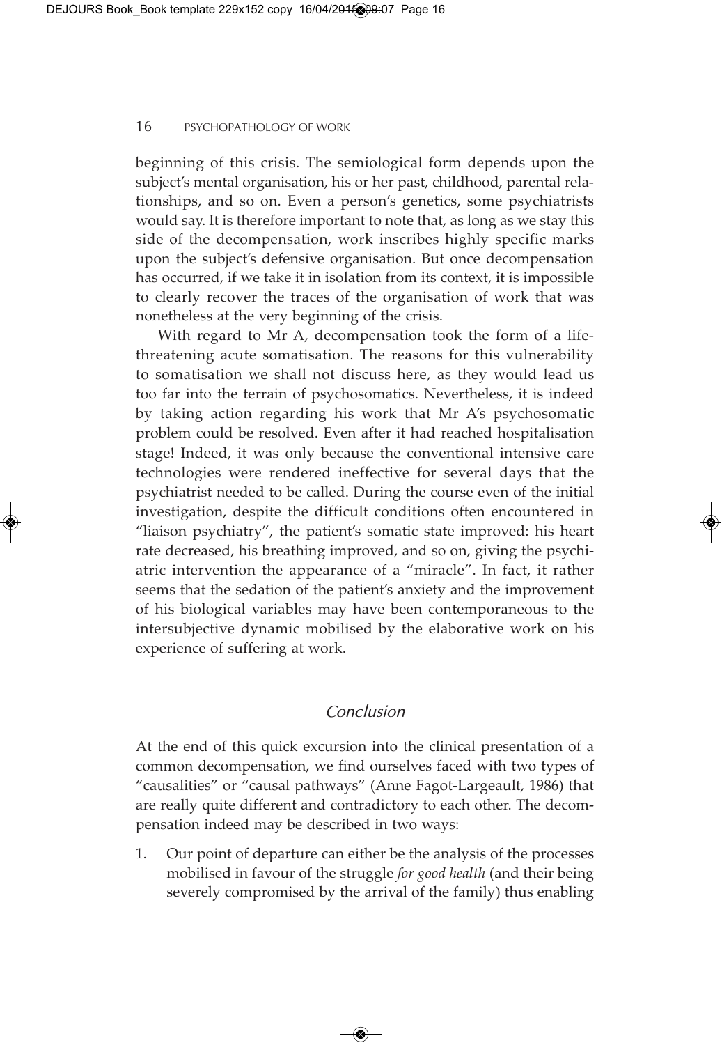beginning of this crisis. The semiological form depends upon the subject's mental organisation, his or her past, childhood, parental relationships, and so on. Even a person's genetics, some psychiatrists would say. It is therefore important to note that, as long as we stay this side of the decompensation, work inscribes highly specific marks upon the subject's defensive organisation. But once decompensation has occurred, if we take it in isolation from its context, it is impossible to clearly recover the traces of the organisation of work that was nonetheless at the very beginning of the crisis.

With regard to Mr A, decompensation took the form of a life-threatening acute somatisation. The reasons for this vulnerability to somatisation we shall not discuss here, as they would lead us too far into the terrain of psychosomatics. Nevertheless, it is indeed by taking action regarding his work that Mr A's psychosomatic problem could be resolved. Even after it had reached hospitalisation stage! Indeed, it was only because the conventional intensive care technologies were rendered ineffective for several days that the psychiatrist needed to be called. During the course even of the initial investigation, despite the difficult conditions often encountered in "liaison psychiatry", the patient's somatic state improved: his heart rate decreased, his breathing improved, and so on, giving the psychiatric intervention the appearance of a "miracle". In fact, it rather seems that the sedation of the patient's anxiety and the improvement of his biological variables may have been contemporaneous to the intersubjective dynamic mobilised by the elaborative work on his experience of suffering at work.

## *Conclusion*

At the end of this quick excursion into the clinical presentation of a common decompensation, we find ourselves faced with two types of "causalities" or "causal pathways" (Anne Fagot-Largeault, 1986) that are really quite different and contradictory to each other. The decompensation indeed may be described in two ways:

1. Our point of departure can either be the analysis of the processes mobilised in favour of the struggle *for good health* (and their being severely compromised by the arrival of the family) thus enabling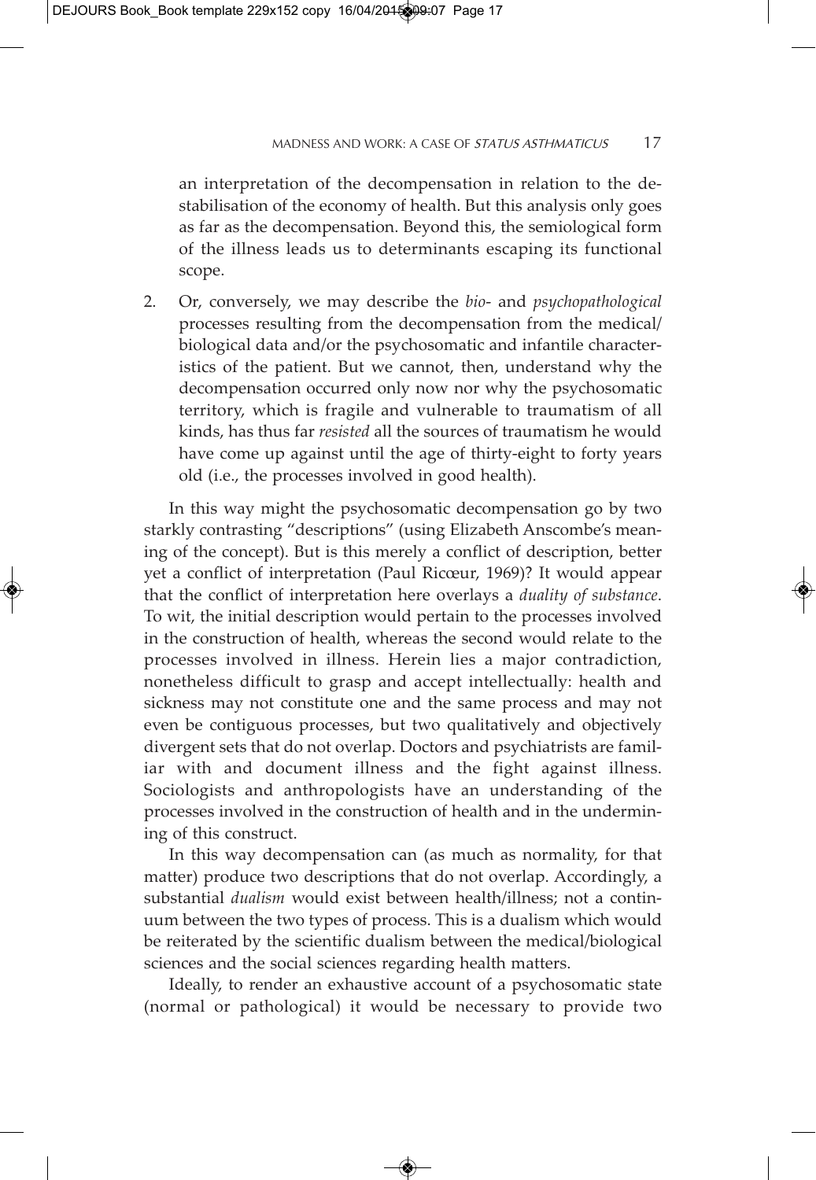an interpretation of the decompensation in relation to the destabilisation of the economy of health. But this analysis only goes as far as the decompensation. Beyond this, the semiological form of the illness leads us to determinants escaping its functional scope.

2. Or, conversely, we may describe the *bio-* and *psychopathological* processes resulting from the decompensation from the medical/biological data and/or the psychosomatic and infantile characteristics of the patient. But we cannot, then, understand why the decompensation occurred only now nor why the psychosomatic territory, which is fragile and vulnerable to traumatism of all kinds, has thus far *resisted* all the sources of traumatism he would have come up against until the age of thirty-eight to forty years old (i.e., the processes involved in good health).

In this way might the psychosomatic decompensation go by two starkly contrasting "descriptions" (using Elizabeth Anscombe's meaning of the concept). But is this merely a conflict of description, better yet a conflict of interpretation (Paul Ricœur, 1969)? It would appear that the conflict of interpretation here overlays a *duality of substance*. To wit, the initial description would pertain to the processes involved in the construction of health, whereas the second would relate to the processes involved in illness. Herein lies a major contradiction, nonetheless difficult to grasp and accept intellectually: health and sickness may not constitute one and the same process and may not even be contiguous processes, but two qualitatively and objectively divergent sets that do not overlap. Doctors and psychiatrists are familiar with and document illness and the fight against illness. Sociologists and anthropologists have an understanding of the processes involved in the construction of health and in the undermining of this construct.

In this way decompensation can (as much as normality, for that matter) produce two descriptions that do not overlap. Accordingly, a substantial *dualism* would exist between health/illness; not a continuum between the two types of process. This is a dualism which would be reiterated by the scientific dualism between the medical/biological sciences and the social sciences regarding health matters.

Ideally, to render an exhaustive account of a psychosomatic state (normal or pathological) it would be necessary to provide two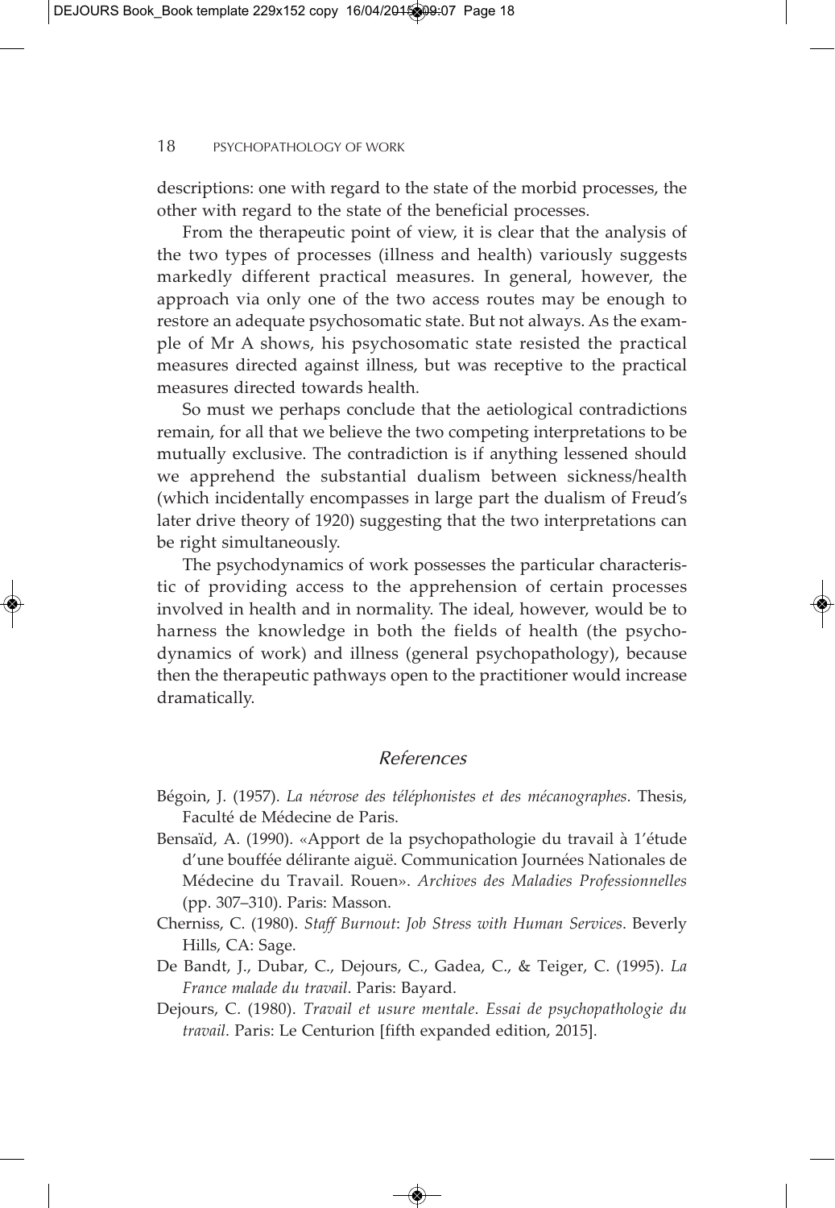descriptions: one with regard to the state of the morbid processes, the other with regard to the state of the beneficial processes.

From the therapeutic point of view, it is clear that the analysis of the two types of processes (illness and health) variously suggests markedly different practical measures. In general, however, the approach via only one of the two access routes may be enough to restore an adequate psychosomatic state. But not always. As the example of Mr A shows, his psychosomatic state resisted the practical measures directed against illness, but was receptive to the practical measures directed towards health.

So must we perhaps conclude that the aetiological contradictions remain, for all that we believe the two competing interpretations to be mutually exclusive. The contradiction is if anything lessened should we apprehend the substantial dualism between sickness/health (which incidentally encompasses in large part the dualism of Freud's later drive theory of 1920) suggesting that the two interpretations can be right simultaneously.

The psychodynamics of work possesses the particular characteristic of providing access to the apprehension of certain processes involved in health and in normality. The ideal, however, would be to harness the knowledge in both the fields of health (the psychodynamics of work) and illness (general psychopathology), because then the therapeutic pathways open to the practitioner would increase dramatically.

## References

Bégoin, J. (1957). *La névrose des téléphonistes et des mécanographes*. Thesis, Faculté de Médecine de Paris.

Bensaïd, A. (1990). «Apport de la psychopathologie du travail à 1'étude d'une bouffée délirante aiguë. Communication Journées Nationales de Médecine du Travail. Rouen». *Archives des Maladies Professionnelles* (pp. 307–310). Paris: Masson.

Cherniss, C. (1980). *Staff Burnout*: *Job Stress with Human Services*. Beverly Hills, CA: Sage.

De Bandt, J., Dubar, C., Dejours, C., Gadea, C., & Teiger, C. (1995). *La France malade du travail*. Paris: Bayard.

Dejours, C. (1980). *Travail et usure mentale. Essai de psychopathologie du travail*. Paris: Le Centurion [fifth expanded edition, 2015].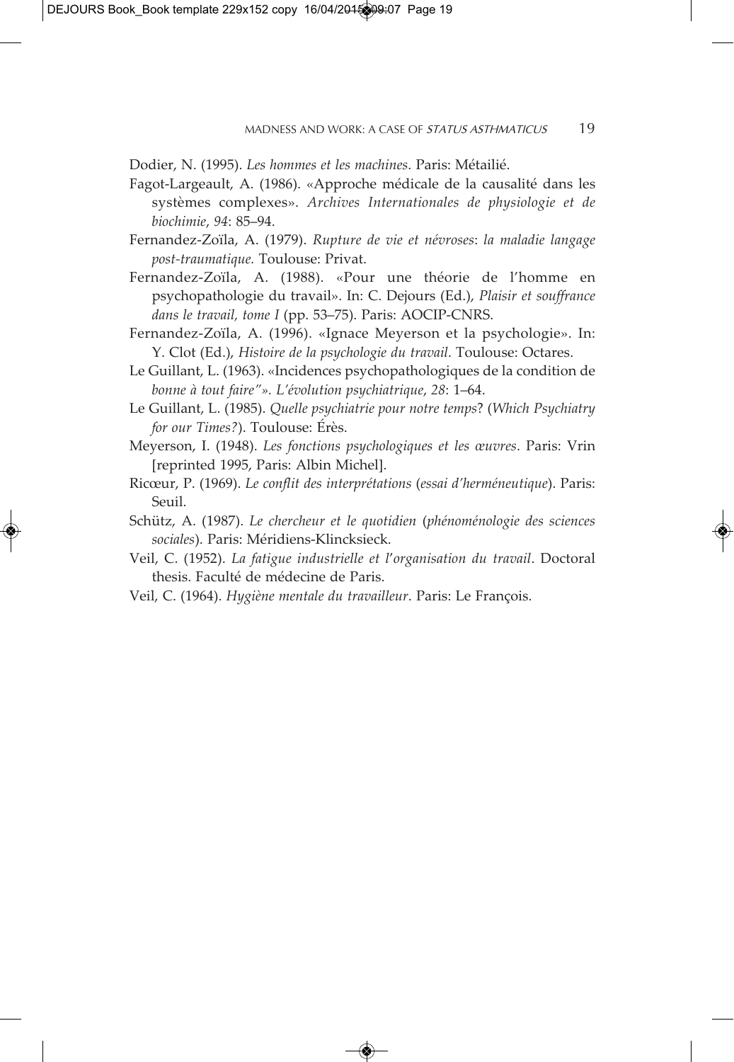Dodier, N. (1995). *Les hommes et les machines*. Paris: Métailié.

Fagot-Largeault, A. (1986). «Approche médicale de la causalité dans les systèmes complexes». *Archives Internationales de physiologie et de biochimie*, *94*: 85–94.

Fernandez-Zoïla, A. (1979). *Rupture de vie et névroses*: *la maladie langage post-traumatique*. Toulouse: Privat.

Fernandez-Zoïla, A. (1988). «Pour une théorie de l'homme en psychopathologie du travail». In: C. Dejours (Ed.), *Plaisir et souffrance dans le travail, tome I* (pp. 53–75). Paris: AOCIP-CNRS.

Fernandez-Zoïla, A. (1996). «Ignace Meyerson et la psychologie». In: Y. Clot (Ed.), *Histoire de la psychologie du travail*. Toulouse: Octares.

Le Guillant, L. (1963). «Incidences psychopathologiques de la condition de *bonne à tout faire"». L'évolution psychiatrique*, *28*: 1–64.

Le Guillant, L. (1985). *Quelle psychiatrie pour notre temps*? (*Which Psychiatry for our Times?*). Toulouse: Érès.

Meyerson, I. (1948). *Les fonctions psychologiques et les œuvres*. Paris: Vrin [reprinted 1995, Paris: Albin Michel].

Ricœur, P. (1969). *Le conflit des interprétations* (*essai d'herméneutique*). Paris: Seuil.

Schütz, A. (1987). *Le chercheur et le quotidien* (*phénoménologie des sciences sociales*). Paris: Méridiens-Klincksieck.

Veil, C. (1952). *La fatigue industrielle et l'organisation du travail*. Doctoral thesis. Faculté de médecine de Paris.

Veil, C. (1964). *Hygiène mentale du travailleur*. Paris: Le François.